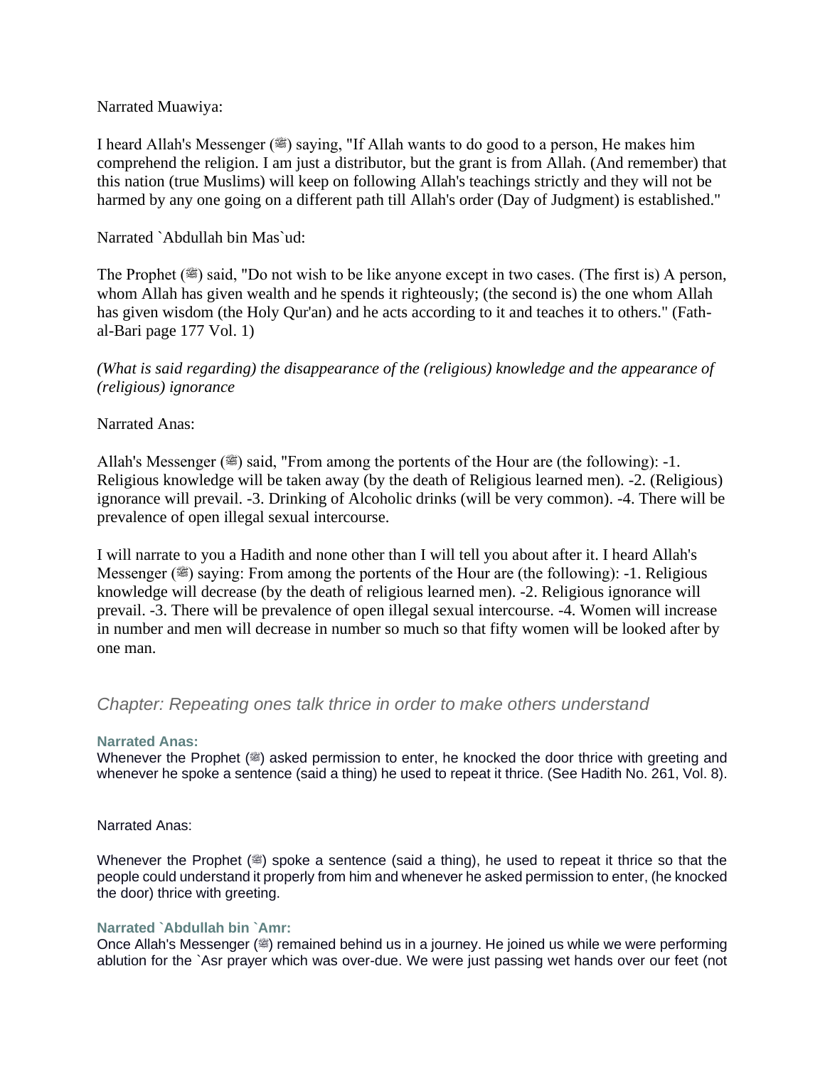Narrated Muawiya:

I heard Allah's Messenger (ﷺ) saying, "If Allah wants to do good to a person, He makes him comprehend the religion. I am just a distributor, but the grant is from Allah. (And remember) that this nation (true Muslims) will keep on following Allah's teachings strictly and they will not be harmed by any one going on a different path till Allah's order (Day of Judgment) is established."

Narrated `Abdullah bin Mas`ud:

The Prophet (ﷺ) said, "Do not wish to be like anyone except in two cases. (The first is) A person, whom Allah has given wealth and he spends it righteously; (the second is) the one whom Allah has given wisdom (the Holy Qur'an) and he acts according to it and teaches it to others." (Fath-al-Bari page 177 Vol. 1)

*(What is said regarding) the disappearance of the (religious) knowledge and the appearance of (religious) ignorance*

Narrated Anas:

Allah's Messenger (ﷺ) said, "From among the portents of the Hour are (the following): -1. Religious knowledge will be taken away (by the death of Religious learned men). -2. (Religious) ignorance will prevail. -3. Drinking of Alcoholic drinks (will be very common). -4. There will be prevalence of open illegal sexual intercourse.

I will narrate to you a Hadith and none other than I will tell you about after it. I heard Allah's Messenger (ﷺ) saying: From among the portents of the Hour are (the following): -1. Religious knowledge will decrease (by the death of religious learned men). -2. Religious ignorance will prevail. -3. There will be prevalence of open illegal sexual intercourse. -4. Women will increase in number and men will decrease in number so much so that fifty women will be looked after by one man.

## *Chapter: Repeating ones talk thrice in order to make others understand*

**Narrated Anas:**
Whenever the Prophet (ﷺ) asked permission to enter, he knocked the door thrice with greeting and whenever he spoke a sentence (said a thing) he used to repeat it thrice. (See Hadith No. 261, Vol. 8).

Narrated Anas:

Whenever the Prophet (ﷺ) spoke a sentence (said a thing), he used to repeat it thrice so that the people could understand it properly from him and whenever he asked permission to enter, (he knocked the door) thrice with greeting.

**Narrated `Abdullah bin `Amr:**
Once Allah's Messenger (ﷺ) remained behind us in a journey. He joined us while we were performing ablution for the `Asr prayer which was over-due. We were just passing wet hands over our feet (not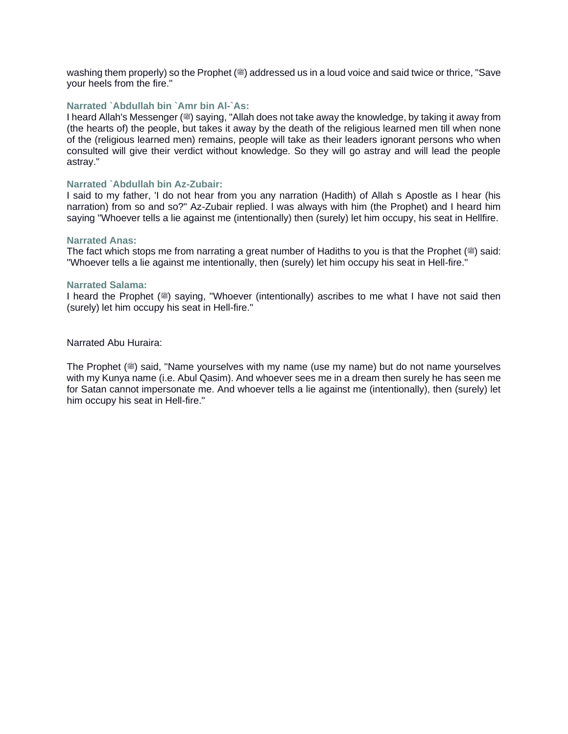washing them properly) so the Prophet (ﷺ) addressed us in a loud voice and said twice or thrice, "Save your heels from the fire."

**Narrated `Abdullah bin `Amr bin Al-`As:**

I heard Allah's Messenger (ﷺ) saying, "Allah does not take away the knowledge, by taking it away from (the hearts of) the people, but takes it away by the death of the religious learned men till when none of the (religious learned men) remains, people will take as their leaders ignorant persons who when consulted will give their verdict without knowledge. So they will go astray and will lead the people astray."

**Narrated `Abdullah bin Az-Zubair:**

I said to my father, 'I do not hear from you any narration (Hadith) of Allah s Apostle as I hear (his narration) from so and so?" Az-Zubair replied. I was always with him (the Prophet) and I heard him saying "Whoever tells a lie against me (intentionally) then (surely) let him occupy, his seat in Hellfire.

**Narrated Anas:**

The fact which stops me from narrating a great number of Hadiths to you is that the Prophet (ﷺ) said: "Whoever tells a lie against me intentionally, then (surely) let him occupy his seat in Hell-fire."

**Narrated Salama:**

I heard the Prophet (ﷺ) saying, "Whoever (intentionally) ascribes to me what I have not said then (surely) let him occupy his seat in Hell-fire."

Narrated Abu Huraira:

The Prophet (ﷺ) said, "Name yourselves with my name (use my name) but do not name yourselves with my Kunya name (i.e. Abul Qasim). And whoever sees me in a dream then surely he has seen me for Satan cannot impersonate me. And whoever tells a lie against me (intentionally), then (surely) let him occupy his seat in Hell-fire."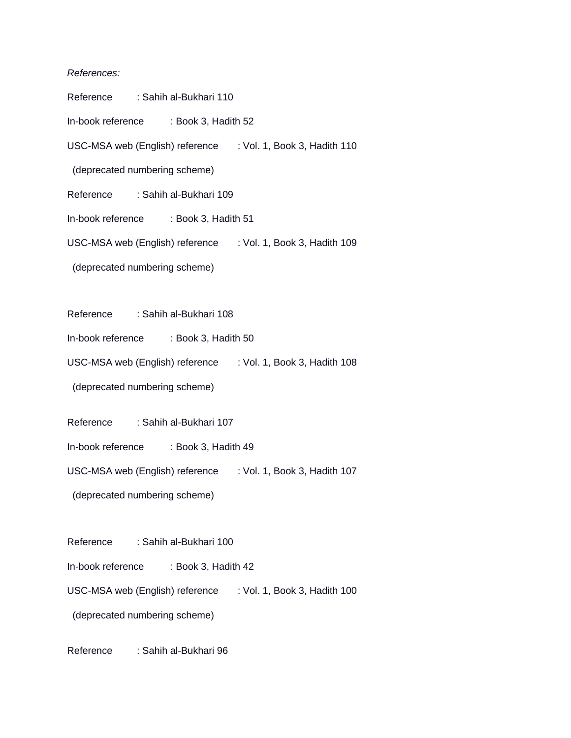*References:*

Reference : Sahih al-Bukhari 110

In-book reference : Book 3, Hadith 52

USC-MSA web (English) reference : Vol. 1, Book 3, Hadith 110

(deprecated numbering scheme)

Reference : Sahih al-Bukhari 109

In-book reference : Book 3, Hadith 51

USC-MSA web (English) reference : Vol. 1, Book 3, Hadith 109

(deprecated numbering scheme)

Reference : Sahih al-Bukhari 108

In-book reference : Book 3, Hadith 50

USC-MSA web (English) reference : Vol. 1, Book 3, Hadith 108

(deprecated numbering scheme)

Reference : Sahih al-Bukhari 107

In-book reference : Book 3, Hadith 49

USC-MSA web (English) reference : Vol. 1, Book 3, Hadith 107

(deprecated numbering scheme)

Reference : Sahih al-Bukhari 100

In-book reference : Book 3, Hadith 42

USC-MSA web (English) reference : Vol. 1, Book 3, Hadith 100

(deprecated numbering scheme)

Reference : Sahih al-Bukhari 96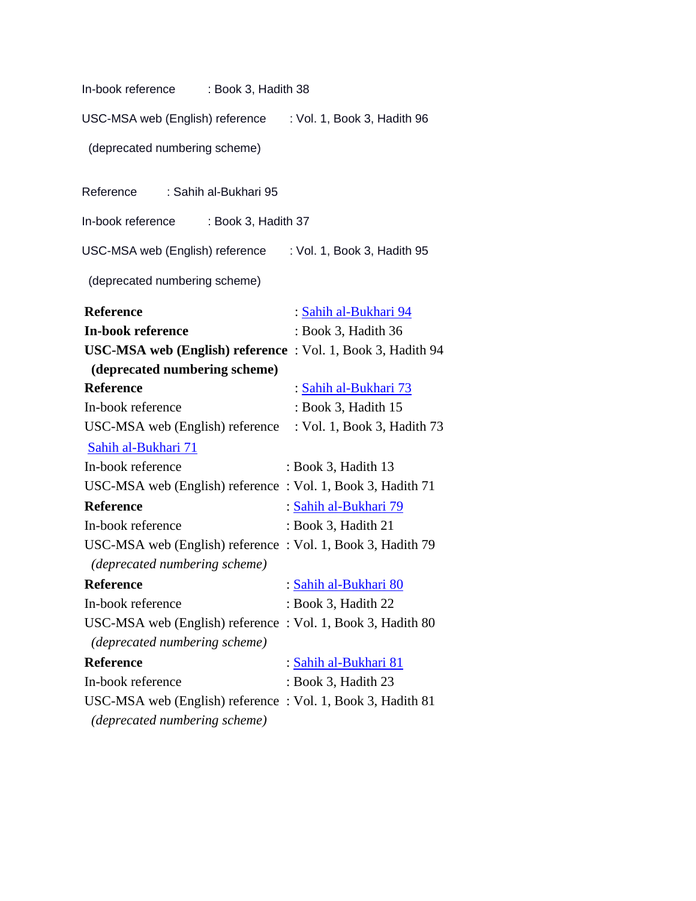In-book reference : Book 3, Hadith 38

USC-MSA web (English) reference : Vol. 1, Book 3, Hadith 96

(deprecated numbering scheme)

Reference : Sahih al-Bukhari 95

In-book reference : Book 3, Hadith 37

USC-MSA web (English) reference : Vol. 1, Book 3, Hadith 95

(deprecated numbering scheme)

**Reference** : Sahih al-Bukhari 94

**In-book reference** : Book 3, Hadith 36

**USC-MSA web (English) reference** : Vol. 1, Book 3, Hadith 94

**(deprecated numbering scheme)**

**Reference** : Sahih al-Bukhari 73

In-book reference : Book 3, Hadith 15

USC-MSA web (English) reference : Vol. 1, Book 3, Hadith 73

Sahih al-Bukhari 71

In-book reference : Book 3, Hadith 13

USC-MSA web (English) reference : Vol. 1, Book 3, Hadith 71

**Reference** : Sahih al-Bukhari 79

In-book reference : Book 3, Hadith 21

USC-MSA web (English) reference : Vol. 1, Book 3, Hadith 79

*(deprecated numbering scheme)*

**Reference** : Sahih al-Bukhari 80

In-book reference : Book 3, Hadith 22

USC-MSA web (English) reference : Vol. 1, Book 3, Hadith 80

*(deprecated numbering scheme)*

**Reference** : Sahih al-Bukhari 81

In-book reference : Book 3, Hadith 23

USC-MSA web (English) reference : Vol. 1, Book 3, Hadith 81

*(deprecated numbering scheme)*